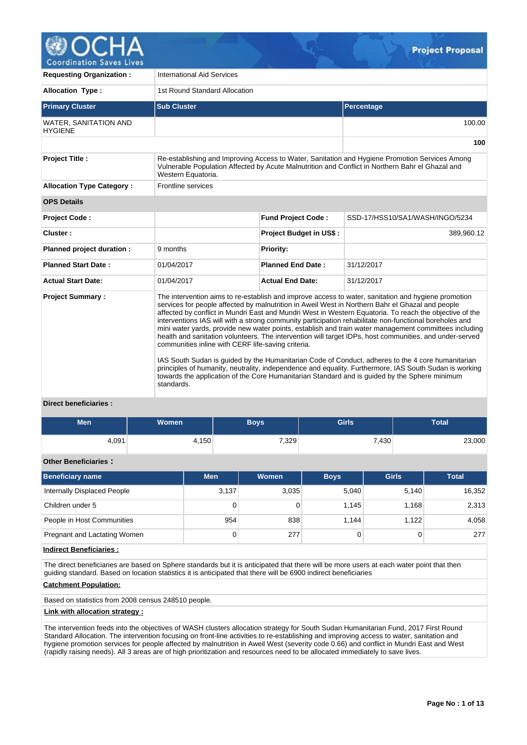# Project Proposal

| | | | |
|---|---|---|---|
| **Requesting Organization :** | International Aid Services | | |
| **Allocation Type :** | 1st Round Standard Allocation | | |

| Primary Cluster | Sub Cluster | Percentage |
|---|---|---|
| WATER, SANITATION AND HYGIENE | | 100.00 |
| | | **100** |

| | | | |
|---|---|---|---|
| **Project Title :** | Re-establishing and Improving Access to Water, Sanitation and Hygiene Promotion Services Among Vulnerable Population Affected by Acute Malnutrition and Conflict in Northern Bahr el Ghazal and Western Equatoria. | | |
| **Allocation Type Category :** | Frontline services | | |

**OPS Details**

| | | | |
|---|---|---|---|
| **Project Code :** | | **Fund Project Code :** | SSD-17/HSS10/SA1/WASH/INGO/5234 |
| **Cluster :** | | **Project Budget in US$ :** | 389,960.12 |
| **Planned project duration :** | 9 months | **Priority:** | |
| **Planned Start Date :** | 01/04/2017 | **Planned End Date :** | 31/12/2017 |
| **Actual Start Date:** | 01/04/2017 | **Actual End Date:** | 31/12/2017 |

**Project Summary :**

The intervention aims to re-establish and improve access to water, sanitation and hygiene promotion services for people affected by malnutrition in Aweil West in Northern Bahr el Ghazal and people affected by conflict in Mundri East and Mundri West in Western Equatoria. To reach the objective of the interventions IAS will with a strong community participation rehabilitate non-functional boreholes and mini water yards, provide new water points, establish and train water management committees including health and sanitation volunteers. The intervention will target IDPs, host communities, and under-served communities inline with CERF life-saving criteria.

IAS South Sudan is guided by the Humanitarian Code of Conduct, adheres to the 4 core humanitarian principles of humanity, neutrality, independence and equality. Furthermore, IAS South Sudan is working towards the application of the Core Humanitarian Standard and is guided by the Sphere minimum standards.

**Direct beneficiaries :**

| Men | Women | Boys | Girls | Total |
|---|---|---|---|---|
| 4,091 | 4,150 | 7,329 | 7,430 | 23,000 |

**Other Beneficiaries :**

| Beneficiary name | Men | Women | Boys | Girls | Total |
|---|---|---|---|---|---|
| Internally Displaced People | 3,137 | 3,035 | 5,040 | 5,140 | 16,352 |
| Children under 5 | 0 | 0 | 1,145 | 1,168 | 2,313 |
| People in Host Communities | 954 | 838 | 1,144 | 1,122 | 4,058 |
| Pregnant and Lactating Women | 0 | 277 | 0 | 0 | 277 |

**Indirect Beneficiaries :**

The direct beneficiaries are based on Sphere standards but it is anticipated that there will be more users at each water point that then guiding standard. Based on location statistics it is anticipated that there will be 6900 indirect beneficiaries

**Catchment Population:**

Based on statistics from 2008 census 248510 people.

**Link with allocation strategy :**

The intervention feeds into the objectives of WASH clusters allocation strategy for South Sudan Humanitarian Fund, 2017 First Round Standard Allocation. The intervention focusing on front-line activities to re-establishing and improving access to water, sanitation and hygiene promotion services for people affected by malnutrition in Aweil West (severity code 0.66) and conflict in Mundri East and West (rapidly raising needs). All 3 areas are of high prioritization and resources need to be allocated immediately to save lives.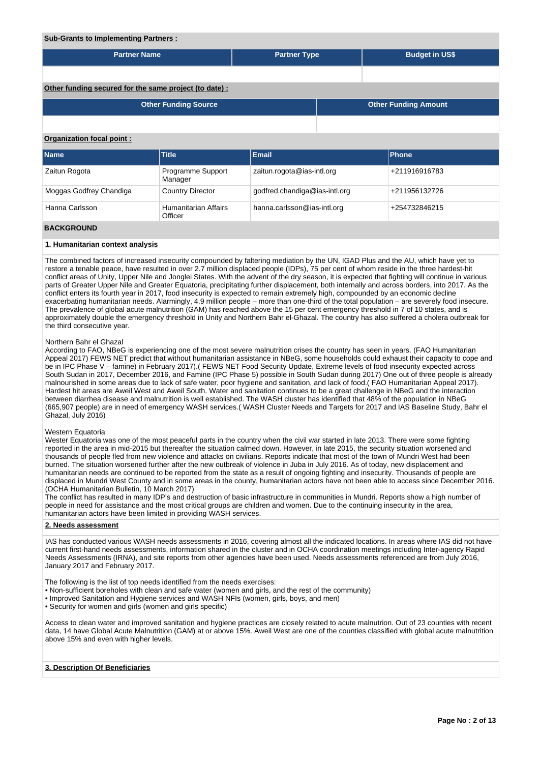**Sub-Grants to Implementing Partners :**

| Partner Name | Partner Type | Budget in US$ |
|---|---|---|
| | | |

**Other funding secured for the same project (to date) :**

| Other Funding Source | Other Funding Amount |
|---|---|
| | |

**Organization focal point :**

| Name | Title | Email | Phone |
|---|---|---|---|
| Zaitun Rogota | Programme Support Manager | zaitun.rogota@ias-intl.org | +211916916783 |
| Moggas Godfrey Chandiga | Country Director | godfred.chandiga@ias-intl.org | +211956132726 |
| Hanna Carlsson | Humanitarian Affairs Officer | hanna.carlsson@ias-intl.org | +254732846215 |

## BACKGROUND

### 1. Humanitarian context analysis

The combined factors of increased insecurity compounded by faltering mediation by the UN, IGAD Plus and the AU, which have yet to restore a tenable peace, have resulted in over 2.7 million displaced people (IDPs), 75 per cent of whom reside in the three hardest-hit conflict areas of Unity, Upper Nile and Jonglei States. With the advent of the dry season, it is expected that fighting will continue in various parts of Greater Upper Nile and Greater Equatoria, precipitating further displacement, both internally and across borders, into 2017. As the conflict enters its fourth year in 2017, food insecurity is expected to remain extremely high, compounded by an economic decline exacerbating humanitarian needs. Alarmingly, 4.9 million people – more than one-third of the total population – are severely food insecure. The prevalence of global acute malnutrition (GAM) has reached above the 15 per cent emergency threshold in 7 of 10 states, and is approximately double the emergency threshold in Unity and Northern Bahr el-Ghazal. The country has also suffered a cholera outbreak for the third consecutive year.

Northern Bahr el Ghazal
According to FAO, NBeG is experiencing one of the most severe malnutrition crises the country has seen in years. (FAO Humanitarian Appeal 2017) FEWS NET predict that without humanitarian assistance in NBeG, some households could exhaust their capacity to cope and be in IPC Phase V – famine) in February 2017).( FEWS NET Food Security Update, Extreme levels of food insecurity expected across South Sudan in 2017, December 2016, and Famine (IPC Phase 5) possible in South Sudan during 2017) One out of three people is already malnourished in some areas due to lack of safe water, poor hygiene and sanitation, and lack of food.( FAO Humanitarian Appeal 2017). Hardest hit areas are Aweil West and Aweil South. Water and sanitation continues to be a great challenge in NBeG and the interaction between diarrhea disease and malnutrition is well established. The WASH cluster has identified that 48% of the population in NBeG (665,907 people) are in need of emergency WASH services.( WASH Cluster Needs and Targets for 2017 and IAS Baseline Study, Bahr el Ghazal, July 2016)

Western Equatoria
Wester Equatoria was one of the most peaceful parts in the country when the civil war started in late 2013. There were some fighting reported in the area in mid-2015 but thereafter the situation calmed down. However, in late 2015, the security situation worsened and thousands of people fled from new violence and attacks on civilians. Reports indicate that most of the town of Mundri West had been burned. The situation worsened further after the new outbreak of violence in Juba in July 2016. As of today, new displacement and humanitarian needs are continued to be reported from the state as a result of ongoing fighting and insecurity. Thousands of people are displaced in Mundri West County and in some areas in the county, humanitarian actors have not been able to access since December 2016. (OCHA Humanitarian Bulletin, 10 March 2017)
The conflict has resulted in many IDP's and destruction of basic infrastructure in communities in Mundri. Reports show a high number of people in need for assistance and the most critical groups are children and women. Due to the continuing insecurity in the area, humanitarian actors have been limited in providing WASH services.

### 2. Needs assessment

IAS has conducted various WASH needs assessments in 2016, covering almost all the indicated locations. In areas where IAS did not have current first-hand needs assessments, information shared in the cluster and in OCHA coordination meetings including Inter-agency Rapid Needs Assessments (IRNA), and site reports from other agencies have been used. Needs assessments referenced are from July 2016, January 2017 and February 2017.

The following is the list of top needs identified from the needs exercises:
• Non-sufficient boreholes with clean and safe water (women and girls, and the rest of the community)
• Improved Sanitation and Hygiene services and WASH NFIs (women, girls, boys, and men)
• Security for women and girls (women and girls specific)

Access to clean water and improved sanitation and hygiene practices are closely related to acute malnutrition. Out of 23 counties with recent data, 14 have Global Acute Malnutrition (GAM) at or above 15%. Aweil West are one of the counties classified with global acute malnutrition above 15% and even with higher levels.

### 3. Description Of Beneficiaries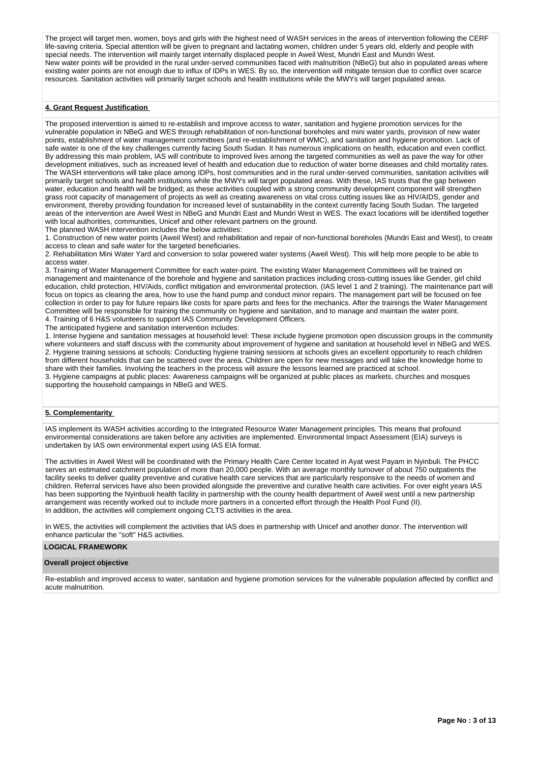The project will target men, women, boys and girls with the highest need of WASH services in the areas of intervention following the CERF life-saving criteria. Special attention will be given to pregnant and lactating women, children under 5 years old, elderly and people with special needs. The intervention will mainly target internally displaced people in Aweil West, Mundri East and Mundri West.
New water points will be provided in the rural under-served communities faced with malnutrition (NBeG) but also in populated areas where existing water points are not enough due to influx of IDPs in WES. By so, the intervention will mitigate tension due to conflict over scarce resources. Sanitation activities will primarily target schools and health institutions while the MWYs will target populated areas.

**4. Grant Request Justification**

The proposed intervention is aimed to re-establish and improve access to water, sanitation and hygiene promotion services for the vulnerable population in NBeG and WES through rehabilitation of non-functional boreholes and mini water yards, provision of new water points, establishment of water management committees (and re-establishment of WMC), and sanitation and hygiene promotion. Lack of safe water is one of the key challenges currently facing South Sudan. It has numerous implications on health, education and even conflict. By addressing this main problem, IAS will contribute to improved lives among the targeted communities as well as pave the way for other development initiatives, such as increased level of health and education due to reduction of water borne diseases and child mortality rates. The WASH interventions will take place among IDPs, host communities and in the rural under-served communities, sanitation activities will primarily target schools and health institutions while the MWYs will target populated areas. With these, IAS trusts that the gap between water, education and health will be bridged; as these activities coupled with a strong community development component will strengthen grass root capacity of management of projects as well as creating awareness on vital cross cutting issues like as HIV/AIDS, gender and environment, thereby providing foundation for increased level of sustainability in the context currently facing South Sudan. The targeted areas of the intervention are Aweil West in NBeG and Mundri East and Mundri West in WES. The exact locations will be identified together with local authorities, communities, Unicef and other relevant partners on the ground.
The planned WASH intervention includes the below activities:
1. Construction of new water points (Aweil West) and rehabilitation and repair of non-functional boreholes (Mundri East and West), to create access to clean and safe water for the targeted beneficiaries.
2. Rehabilitation Mini Water Yard and conversion to solar powered water systems (Aweil West). This will help more people to be able to access water.
3. Training of Water Management Committee for each water-point. The existing Water Management Committees will be trained on management and maintenance of the borehole and hygiene and sanitation practices including cross-cutting issues like Gender, girl child education, child protection, HIV/Aids, conflict mitigation and environmental protection. (IAS level 1 and 2 training). The maintenance part will focus on topics as clearing the area, how to use the hand pump and conduct minor repairs. The management part will be focused on fee collection in order to pay for future repairs like costs for spare parts and fees for the mechanics. After the trainings the Water Management Committee will be responsible for training the community on hygiene and sanitation, and to manage and maintain the water point.
4. Training of 6 H&S volunteers to support IAS Community Development Officers.
The anticipated hygiene and sanitation intervention includes:
1. Intense hygiene and sanitation messages at household level: These include hygiene promotion open discussion groups in the community where volunteers and staff discuss with the community about improvement of hygiene and sanitation at household level in NBeG and WES.
2. Hygiene training sessions at schools: Conducting hygiene training sessions at schools gives an excellent opportunity to reach children from different households that can be scattered over the area. Children are open for new messages and will take the knowledge home to share with their families. Involving the teachers in the process will assure the lessons learned are practiced at school.
3. Hygiene campaigns at public places: Awareness campaigns will be organized at public places as markets, churches and mosques supporting the household campaings in NBeG and WES.

**5. Complementarity**

IAS implement its WASH activities according to the Integrated Resource Water Management principles. This means that profound environmental considerations are taken before any activities are implemented. Environmental Impact Assessment (EIA) surveys is undertaken by IAS own environmental expert using IAS EIA format.

The activities in Aweil West will be coordinated with the Primary Health Care Center located in Ayat west Payam in Nyinbuli. The PHCC serves an estimated catchment population of more than 20,000 people. With an average monthly turnover of about 750 outpatients the facility seeks to deliver quality preventive and curative health care services that are particularly responsive to the needs of women and children. Referral services have also been provided alongside the preventive and curative health care activities. For over eight years IAS has been supporting the Nyinbuoli health facility in partnership with the county health department of Aweil west until a new partnership arrangement was recently worked out to include more partners in a concerted effort through the Health Pool Fund (II).
In addition, the activities will complement ongoing CLTS activities in the area.

In WES, the activities will complement the activities that IAS does in partnership with Unicef and another donor. The intervention will enhance particular the "soft" H&S activities.

**LOGICAL FRAMEWORK**

**Overall project objective**

Re-establish and improved access to water, sanitation and hygiene promotion services for the vulnerable population affected by conflict and acute malnutrition.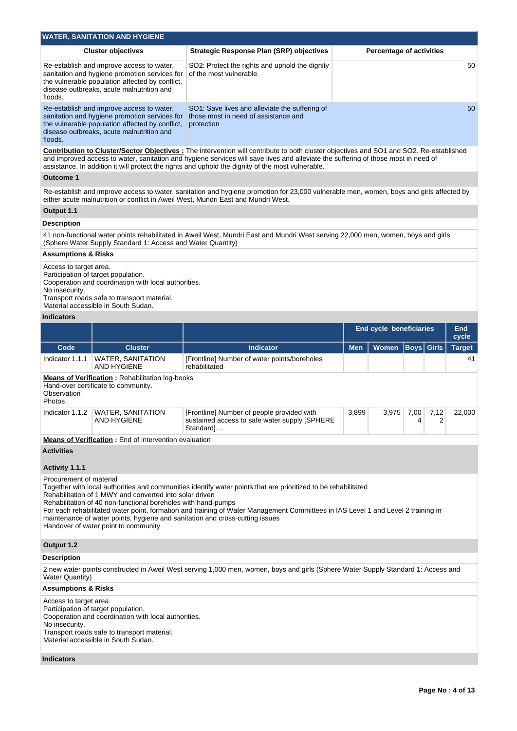## WATER, SANITATION AND HYGIENE

| Cluster objectives | Strategic Response Plan (SRP) objectives | Percentage of activities |
|---|---|---|
| Re-establish and improve access to water, sanitation and hygiene promotion services for the vulnerable population affected by conflict, disease outbreaks, acute malnutrition and floods. | SO2: Protect the rights and uphold the dignity of the most vulnerable | 50 |
| Re-establish and improve access to water, sanitation and hygiene promotion services for the vulnerable population affected by conflict, disease outbreaks, acute malnutrition and floods. | SO1: Save lives and alleviate the suffering of those most in need of assistance and protection | 50 |

**Contribution to Cluster/Sector Objectives :** The intervention will contribute to both cluster objectives and SO1 and SO2. Re-established and improved access to water, sanitation and hygiene services will save lives and alleviate the suffering of those most in need of assistance. In addition it will protect the rights and uphold the dignity of the most vulnerable.

### Outcome 1

Re-establish and improve access to water, sanitation and hygiene promotion for 23,000 vulnerable men, women, boys and girls affected by either acute malnutrition or conflict in Aweil West, Mundri East and Mundri West.

### Output 1.1

**Description**

41 non-functional water points rehabilitated in Aweil West, Mundri East and Mundri West serving 22,000 men, women, boys and girls (Sphere Water Supply Standard 1: Access and Water Quantity)

**Assumptions & Risks**

Access to target area.
Participation of target population.
Cooperation and coordination with local authorities.
No insecurity.
Transport roads safe to transport material.
Material accessible in South Sudan.

**Indicators**

| | | | End cycle beneficiaries | | | | End cycle |
|---|---|---|---|---|---|---|---|
| Code | Cluster | Indicator | Men | Women | Boys | Girls | Target |
| Indicator 1.1.1 | WATER, SANITATION AND HYGIENE | [Frontline] Number of water points/boreholes rehabilitated | | | | | 41 |
| Indicator 1.1.2 | WATER, SANITATION AND HYGIENE | [Frontline] Number of people provided with sustained access to safe water supply [SPHERE Standard]… | 3,899 | 3,975 | 7,004 | 7,122 | 22,000 |

**Means of Verification (Indicator 1.1.1):** Rehabilitation log-books
Hand-over certificate to community.
Observation
Photos

**Means of Verification (Indicator 1.1.2):** End of intervention evaluation

**Activities**

**Activity 1.1.1**

Procurement of material
Together with local authorities and communities identify water points that are prioritized to be rehabilitated
Rehabilitation of 1 MWY and converted into solar driven
Rehabilitation of 40 non-functional boreholes with hand-pumps
For each rehabilitated water point, formation and training of Water Management Committees in IAS Level 1 and Level 2 training in maintenance of water points, hygiene and sanitation and cross-cutting issues
Handover of water point to community

### Output 1.2

**Description**

2 new water points constructed in Aweil West serving 1,000 men, women, boys and girls (Sphere Water Supply Standard 1: Access and Water Quantity)

**Assumptions & Risks**

Access to target area.
Participation of target population.
Cooperation and coordination with local authorities.
No insecurity.
Transport roads safe to transport material.
Material accessible in South Sudan.

**Indicators**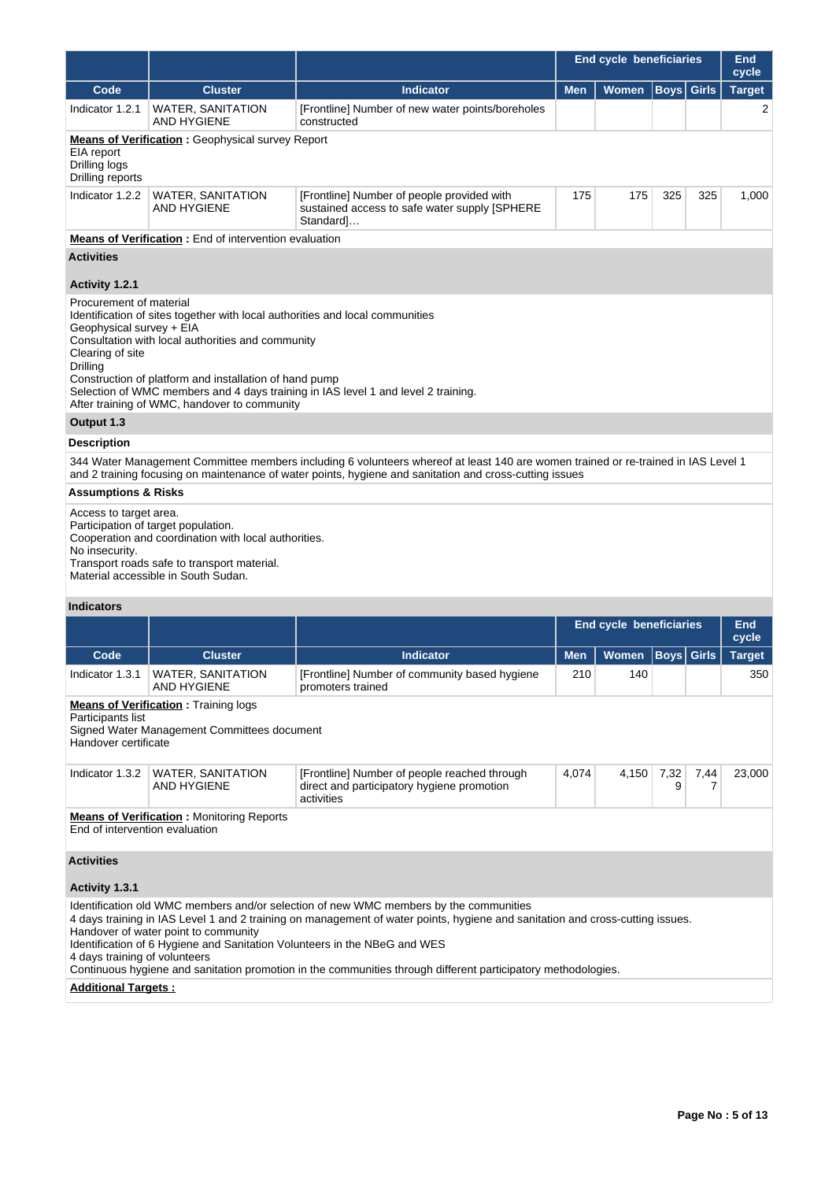| | | | End cycle beneficiaries | | | | End cycle |
|---|---|---|---|---|---|---|---|
| **Code** | **Cluster** | **Indicator** | **Men** | **Women** | **Boys** | **Girls** | **Target** |
| Indicator 1.2.1 | WATER, SANITATION AND HYGIENE | [Frontline] Number of new water points/boreholes constructed | | | | | 2 |

**Means of Verification :** Geophysical survey Report
EIA report
Drilling logs
Drilling reports

| Code | Cluster | Indicator | Men | Women | Boys | Girls | Target |
|---|---|---|---|---|---|---|---|
| Indicator 1.2.2 | WATER, SANITATION AND HYGIENE | [Frontline] Number of people provided with sustained access to safe water supply [SPHERE Standard]… | 175 | 175 | 325 | 325 | 1,000 |

**Means of Verification :** End of intervention evaluation

**Activities**

**Activity 1.2.1**

Procurement of material
Identification of sites together with local authorities and local communities
Geophysical survey + EIA
Consultation with local authorities and community
Clearing of site
Drilling
Construction of platform and installation of hand pump
Selection of WMC members and 4 days training in IAS level 1 and level 2 training.
After training of WMC, handover to community

**Output 1.3**

**Description**

344 Water Management Committee members including 6 volunteers whereof at least 140 are women trained or re-trained in IAS Level 1 and 2 training focusing on maintenance of water points, hygiene and sanitation and cross-cutting issues

**Assumptions & Risks**

Access to target area.
Participation of target population.
Cooperation and coordination with local authorities.
No insecurity.
Transport roads safe to transport material.
Material accessible in South Sudan.

**Indicators**

| | | | End cycle beneficiaries | | | | End cycle |
|---|---|---|---|---|---|---|---|
| **Code** | **Cluster** | **Indicator** | **Men** | **Women** | **Boys** | **Girls** | **Target** |
| Indicator 1.3.1 | WATER, SANITATION AND HYGIENE | [Frontline] Number of community based hygiene promoters trained | 210 | 140 | | | 350 |

**Means of Verification :** Training logs
Participants list
Signed Water Management Committees document
Handover certificate

| Code | Cluster | Indicator | Men | Women | Boys | Girls | Target |
|---|---|---|---|---|---|---|---|
| Indicator 1.3.2 | WATER, SANITATION AND HYGIENE | [Frontline] Number of people reached through direct and participatory hygiene promotion activities | 4,074 | 4,150 | 7,329 | 7,447 | 23,000 |

**Means of Verification :** Monitoring Reports
End of intervention evaluation

**Activities**

**Activity 1.3.1**

Identification old WMC members and/or selection of new WMC members by the communities
4 days training in IAS Level 1 and 2 training on management of water points, hygiene and sanitation and cross-cutting issues.
Handover of water point to community
Identification of 6 Hygiene and Sanitation Volunteers in the NBeG and WES
4 days training of volunteers
Continuous hygiene and sanitation promotion in the communities through different participatory methodologies.

**Additional Targets :**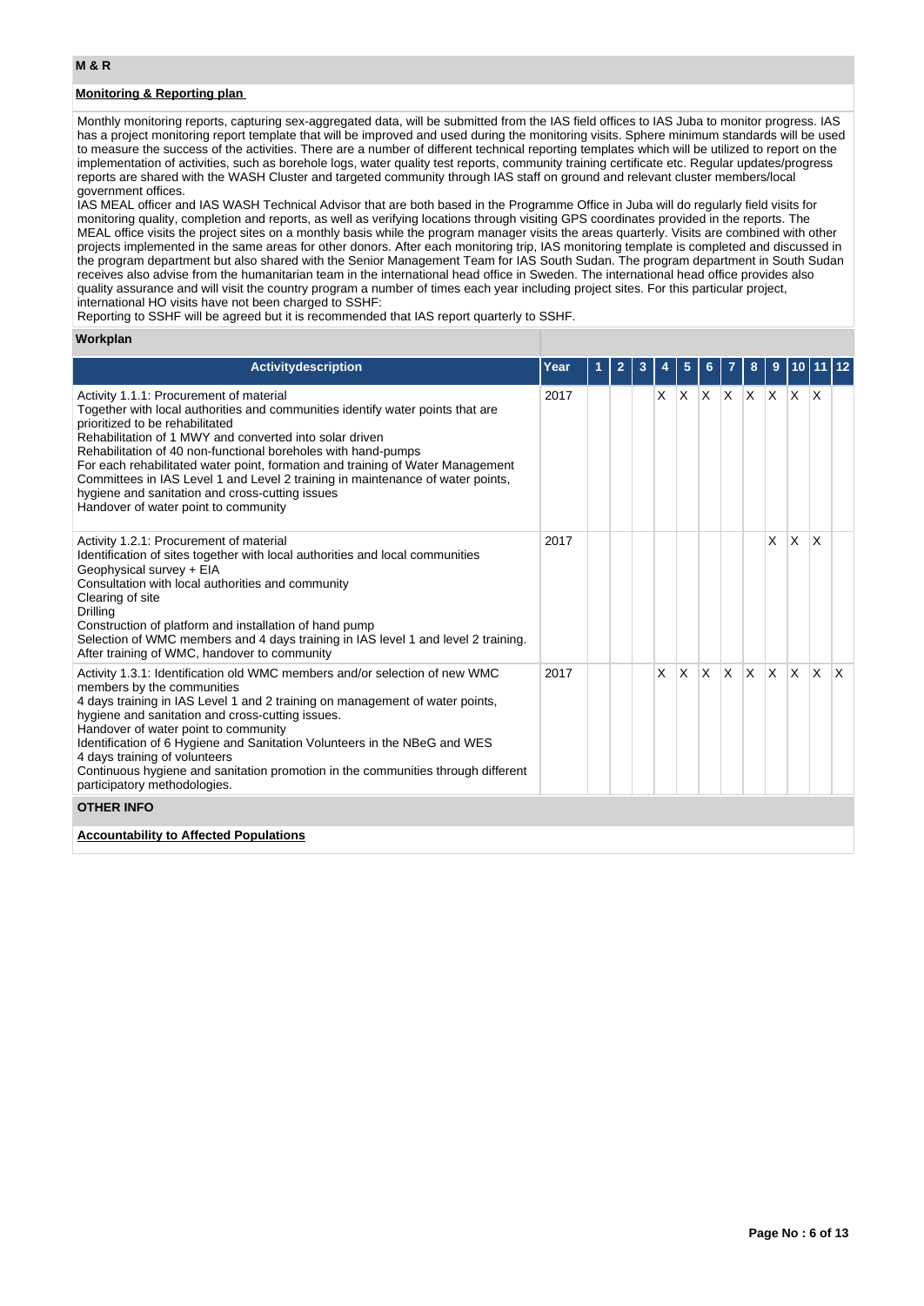## M & R

**Monitoring & Reporting plan**

Monthly monitoring reports, capturing sex-aggregated data, will be submitted from the IAS field offices to IAS Juba to monitor progress. IAS has a project monitoring report template that will be improved and used during the monitoring visits. Sphere minimum standards will be used to measure the success of the activities. There are a number of different technical reporting templates which will be utilized to report on the implementation of activities, such as borehole logs, water quality test reports, community training certificate etc. Regular updates/progress reports are shared with the WASH Cluster and targeted community through IAS staff on ground and relevant cluster members/local government offices.
IAS MEAL officer and IAS WASH Technical Advisor that are both based in the Programme Office in Juba will do regularly field visits for monitoring quality, completion and reports, as well as verifying locations through visiting GPS coordinates provided in the reports. The MEAL office visits the project sites on a monthly basis while the program manager visits the areas quarterly. Visits are combined with other projects implemented in the same areas for other donors. After each monitoring trip, IAS monitoring template is completed and discussed in the program department but also shared with the Senior Management Team for IAS South Sudan. The program department in South Sudan receives also advise from the humanitarian team in the international head office in Sweden. The international head office provides also quality assurance and will visit the country program a number of times each year including project sites. For this particular project, international HO visits have not been charged to SSHF:
Reporting to SSHF will be agreed but it is recommended that IAS report quarterly to SSHF.

**Workplan**

| Activitydescription | Year | 1 | 2 | 3 | 4 | 5 | 6 | 7 | 8 | 9 | 10 | 11 | 12 |
|---|---|---|---|---|---|---|---|---|---|---|---|---|---|
| Activity 1.1.1: Procurement of material<br>Together with local authorities and communities identify water points that are prioritized to be rehabilitated<br>Rehabilitation of 1 MWY and converted into solar driven<br>Rehabilitation of 40 non-functional boreholes with hand-pumps<br>For each rehabilitated water point, formation and training of Water Management Committees in IAS Level 1 and Level 2 training in maintenance of water points, hygiene and sanitation and cross-cutting issues<br>Handover of water point to community | 2017 | | | | X | X | X | X | X | X | X | X | |
| Activity 1.2.1: Procurement of material<br>Identification of sites together with local authorities and local communities<br>Geophysical survey + EIA<br>Consultation with local authorities and community<br>Clearing of site<br>Drilling<br>Construction of platform and installation of hand pump<br>Selection of WMC members and 4 days training in IAS level 1 and level 2 training.<br>After training of WMC, handover to community | 2017 | | | | | | | | | X | X | X | |
| Activity 1.3.1: Identification old WMC members and/or selection of new WMC members by the communities<br>4 days training in IAS Level 1 and 2 training on management of water points, hygiene and sanitation and cross-cutting issues.<br>Handover of water point to community<br>Identification of 6 Hygiene and Sanitation Volunteers in the NBeG and WES<br>4 days training of volunteers<br>Continuous hygiene and sanitation promotion in the communities through different participatory methodologies. | 2017 | | | | X | X | X | X | X | X | X | X | X |

## OTHER INFO

**Accountability to Affected Populations**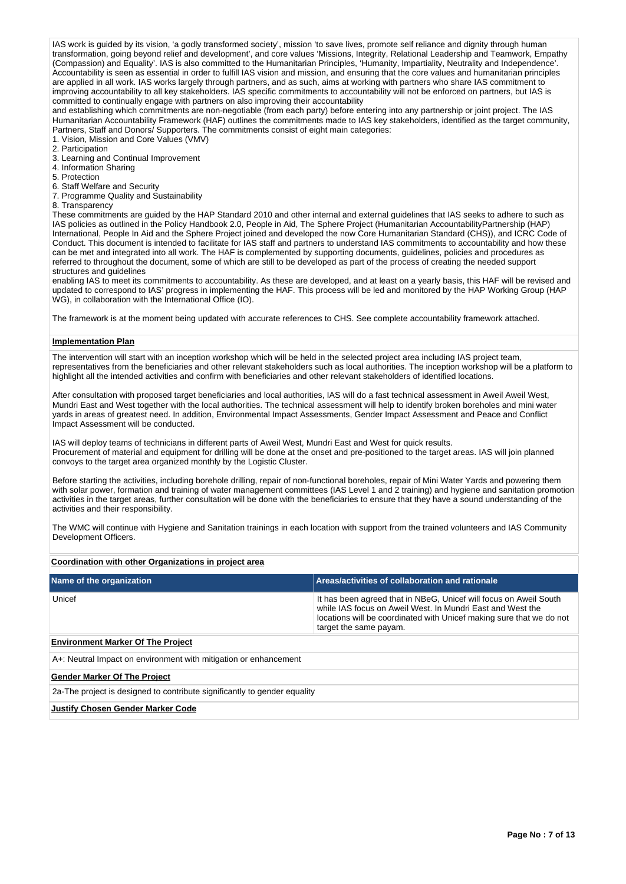IAS work is guided by its vision, 'a godly transformed society', mission 'to save lives, promote self reliance and dignity through human transformation, going beyond relief and development', and core values 'Missions, Integrity, Relational Leadership and Teamwork, Empathy (Compassion) and Equality'. IAS is also committed to the Humanitarian Principles, 'Humanity, Impartiality, Neutrality and Independence'. Accountability is seen as essential in order to fulfill IAS vision and mission, and ensuring that the core values and humanitarian principles are applied in all work. IAS works largely through partners, and as such, aims at working with partners who share IAS commitment to improving accountability to all key stakeholders. IAS specific commitments to accountability will not be enforced on partners, but IAS is committed to continually engage with partners on also improving their accountability
and establishing which commitments are non-negotiable (from each party) before entering into any partnership or joint project. The IAS Humanitarian Accountability Framework (HAF) outlines the commitments made to IAS key stakeholders, identified as the target community, Partners, Staff and Donors/ Supporters. The commitments consist of eight main categories:

1. Vision, Mission and Core Values (VMV)
2. Participation
3. Learning and Continual Improvement
4. Information Sharing
5. Protection
6. Staff Welfare and Security
7. Programme Quality and Sustainability
8. Transparency

These commitments are guided by the HAP Standard 2010 and other internal and external guidelines that IAS seeks to adhere to such as IAS policies as outlined in the Policy Handbook 2.0, People in Aid, The Sphere Project (Humanitarian AccountabilityPartnership (HAP) International, People In Aid and the Sphere Project joined and developed the now Core Humanitarian Standard (CHS)), and ICRC Code of Conduct. This document is intended to facilitate for IAS staff and partners to understand IAS commitments to accountability and how these can be met and integrated into all work. The HAF is complemented by supporting documents, guidelines, policies and procedures as referred to throughout the document, some of which are still to be developed as part of the process of creating the needed support structures and guidelines
enabling IAS to meet its commitments to accountability. As these are developed, and at least on a yearly basis, this HAF will be revised and updated to correspond to IAS' progress in implementing the HAF. This process will be led and monitored by the HAP Working Group (HAP WG), in collaboration with the International Office (IO).

The framework is at the moment being updated with accurate references to CHS. See complete accountability framework attached.

**Implementation Plan**

The intervention will start with an inception workshop which will be held in the selected project area including IAS project team, representatives from the beneficiaries and other relevant stakeholders such as local authorities. The inception workshop will be a platform to highlight all the intended activities and confirm with beneficiaries and other relevant stakeholders of identified locations.

After consultation with proposed target beneficiaries and local authorities, IAS will do a fast technical assessment in Aweil Aweil West, Mundri East and West together with the local authorities. The technical assessment will help to identify broken boreholes and mini water yards in areas of greatest need. In addition, Environmental Impact Assessments, Gender Impact Assessment and Peace and Conflict Impact Assessment will be conducted.

IAS will deploy teams of technicians in different parts of Aweil West, Mundri East and West for quick results.
Procurement of material and equipment for drilling will be done at the onset and pre-positioned to the target areas. IAS will join planned convoys to the target area organized monthly by the Logistic Cluster.

Before starting the activities, including borehole drilling, repair of non-functional boreholes, repair of Mini Water Yards and powering them with solar power, formation and training of water management committees (IAS Level 1 and 2 training) and hygiene and sanitation promotion activities in the target areas, further consultation will be done with the beneficiaries to ensure that they have a sound understanding of the activities and their responsibility.

The WMC will continue with Hygiene and Sanitation trainings in each location with support from the trained volunteers and IAS Community Development Officers.

**Coordination with other Organizations in project area**

| Name of the organization | Areas/activities of collaboration and rationale |
|---|---|
| Unicef | It has been agreed that in NBeG, Unicef will focus on Aweil South while IAS focus on Aweil West. In Mundri East and West the locations will be coordinated with Unicef making sure that we do not target the same payam. |

**Environment Marker Of The Project**

A+: Neutral Impact on environment with mitigation or enhancement

**Gender Marker Of The Project**

2a-The project is designed to contribute significantly to gender equality

**Justify Chosen Gender Marker Code**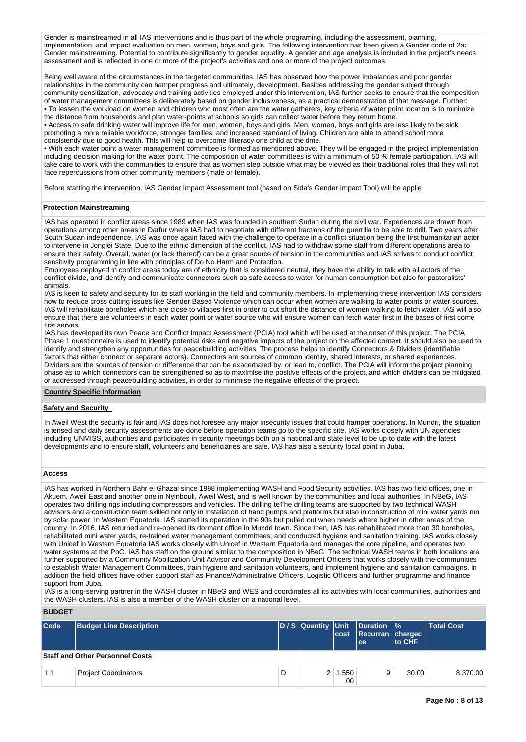Gender is mainstreamed in all IAS interventions and is thus part of the whole programing, including the assessment, planning, implementation, and impact evaluation on men, women, boys and girls. The following intervention has been given a Gender code of 2a: Gender mainstreaming. Potential to contribute significantly to gender equality. A gender and age analysis is included in the project's needs assessment and is reflected in one or more of the project's activities and one or more of the project outcomes.

Being well aware of the circumstances in the targeted communities, IAS has observed how the power imbalances and poor gender relationships in the community can hamper progress and ultimately, development. Besides addressing the gender subject through community sensitization, advocacy and training activities employed under this intervention, IAS further seeks to ensure that the composition of water management committees is deliberately based on gender inclusiveness, as a practical demonstration of that message. Further:
• To lessen the workload on women and children who most often are the water gatherers, key criteria of water point location is to minimize the distance from households and plan water-points at schools so girls can collect water before they return home.
• Access to safe drinking water will improve life for men, women, boys and girls. Men, women, boys and girls are less likely to be sick promoting a more reliable workforce, stronger families, and increased standard of living. Children are able to attend school more consistently due to good health. This will help to overcome illiteracy one child at the time.
• With each water point a water management committee is formed as mentioned above. They will be engaged in the project implementation including decision making for the water point. The composition of water committees is with a minimum of 50 % female participation. IAS will take care to work with the communities to ensure that as women step outside what may be viewed as their traditional roles that they will not face repercussions from other community members (male or female).

Before starting the intervention, IAS Gender Impact Assessment tool (based on Sida's Gender Impact Tool) will be applie

**Protection Mainstreaming**

IAS has operated in conflict areas since 1989 when IAS was founded in southern Sudan during the civil war. Experiences are drawn from operations among other areas in Darfur where IAS had to negotiate with different fractions of the guerrilla to be able to drill. Two years after South Sudan independence, IAS was once again faced with the challenge to operate in a conflict situation being the first humanitarian actor to intervene in Jonglei State. Due to the ethnic dimension of the conflict, IAS had to withdraw some staff from different operations area to ensure their safety. Overall, water (or lack thereof) can be a great source of tension in the communities and IAS strives to conduct conflict sensitivity programming in line with principles of Do No Harm and Protection.
Employees deployed in conflict areas today are of ethnicity that is considered neutral, they have the ability to talk with all actors of the conflict divide, and identify and communicate connectors such as safe access to water for human consumption but also for pastoralists' animals.
IAS is keen to safety and security for its staff working in the field and community members. In implementing these intervention IAS considers how to reduce cross cutting issues like Gender Based Violence which can occur when women are walking to water points or water sources. IAS will rehabilitate boreholes which are close to villages first in order to cut short the distance of women walking to fetch water. IAS will also ensure that there are volunteers in each water point or water source who will ensure women can fetch water first in the bases of first come first serves.
IAS has developed its own Peace and Conflict Impact Assessment (PCIA) tool which will be used at the onset of this project. The PCIA Phase 1 questionnaire is used to identify potential risks and negative impacts of the project on the affected context. It should also be used to identify and strengthen any opportunities for peacebuilding activities. The process helps to identify Connectors & Dividers (identifiable factors that either connect or separate actors). Connectors are sources of common identity, shared interests, or shared experiences. Dividers are the sources of tension or difference that can be exacerbated by, or lead to, conflict. The PCIA will inform the project planning phase as to which connectors can be strengthened so as to maximise the positive effects of the project, and which dividers can be mitigated or addressed through peacebuilding activities, in order to minimise the negative effects of the project.

**Country Specific Information**

**Safety and Security**

In Aweil West the security is fair and IAS does not foresee any major insecurity issues that could hamper operations. In Mundri, the situation is tensed and daily security assessments are done before operation teams go to the specific site. IAS works closely with UN agencies including UNMISS, authorities and participates in security meetings both on a national and state level to be up to date with the latest developments and to ensure staff, volunteers and beneficiaries are safe. IAS has also a security focal point in Juba.

**Access**

IAS has worked in Northern Bahr el Ghazal since 1998 implementing WASH and Food Security activities. IAS has two field offices, one in Akuem, Aweil East and another one in Nyinbouli, Aweil West, and is well known by the communities and local authorities. In NBeG, IAS operates two drilling rigs including compressors and vehicles. The drilling teThe drilling teams are supported by two technical WASH advisors and a construction team skilled not only in installation of hand pumps and platforms but also in construction of mini water yards run by solar power. In Western Equatoria, IAS started its operation in the 90s but pulled out when needs where higher in other areas of the country. In 2016, IAS returned and re-opened its dormant office in Mundri town. Since then, IAS has rehabilitated more than 30 boreholes, rehabilitated mini water yards, re-trained water management committees, and conducted hygiene and sanitation training. IAS works closely with Unicef in Western Equatoria IAS works closely with Unicef in Western Equatoria and manages the core pipeline, and operates two water systems at the PoC. IAS has staff on the ground similar to the composition in NBeG. The technical WASH teams in both locations are further supported by a Community Mobilization Unit Advisor and Community Development Officers that works closely with the communities to establish Water Management Committees, train hygiene and sanitation volunteers, and implement hygiene and sanitation campaigns. In addition the field offices have other support staff as Finance/Administrative Officers, Logistic Officers and further programme and finance support from Juba.
IAS is a long-serving partner in the WASH cluster in NBeG and WES and coordinates all its activities with local communities, authorities and the WASH clusters. IAS is also a member of the WASH cluster on a national level.

**BUDGET**

| Code | Budget Line Description | D / S | Quantity | Unit cost | Duration Recurrance | % charged to CHF | Total Cost |
|---|---|---|---|---|---|---|---|
| **Staff and Other Personnel Costs** | | | | | | | |
| 1.1 | Project Coordinators | D | 2 | 1,550.00 | 9 | 30.00 | 8,370.00 |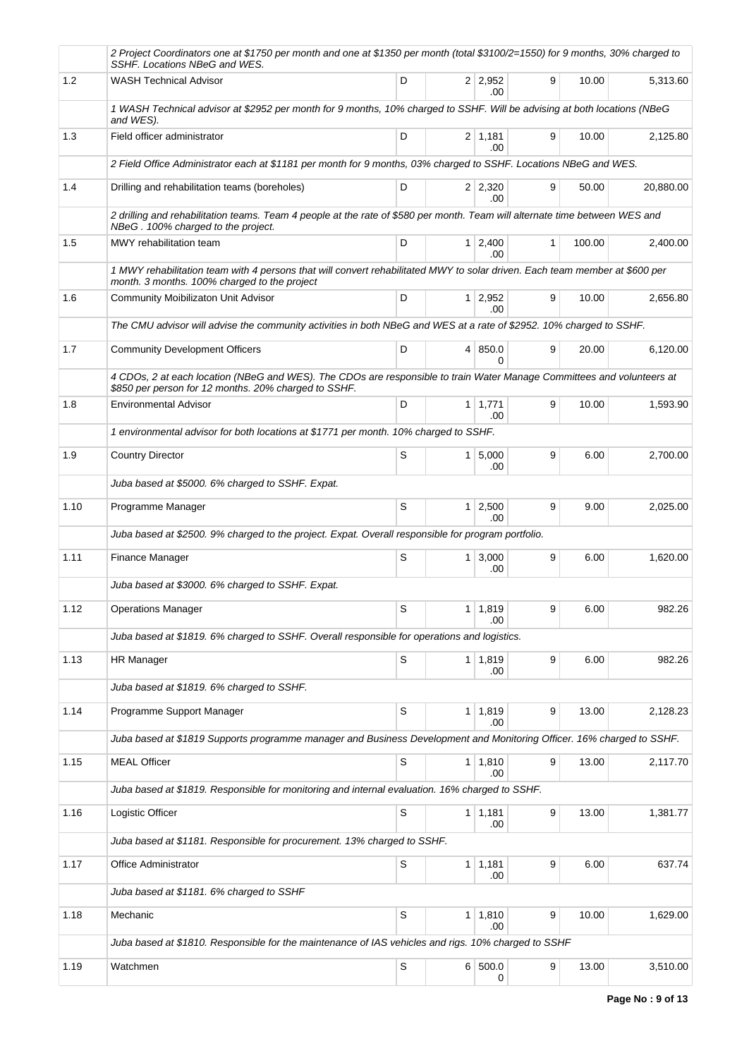| | | | | | | | |
|---|---|---|---|---|---|---|---|
| | *2 Project Coordinators one at $1750 per month and one at $1350 per month (total $3100/2=1550) for 9 months, 30% charged to SSHF. Locations NBeG and WES.* | | | | | | |
| 1.2 | WASH Technical Advisor | D | 2 | 2,952.00 | 9 | 10.00 | 5,313.60 |
| | *1 WASH Technical advisor at $2952 per month for 9 months, 10% charged to SSHF. Will be advising at both locations (NBeG and WES).* | | | | | | |
| 1.3 | Field officer administrator | D | 2 | 1,181.00 | 9 | 10.00 | 2,125.80 |
| | *2 Field Office Administrator each at $1181 per month for 9 months, 03% charged to SSHF. Locations NBeG and WES.* | | | | | | |
| 1.4 | Drilling and rehabilitation teams (boreholes) | D | 2 | 2,320.00 | 9 | 50.00 | 20,880.00 |
| | *2 drilling and rehabilitation teams. Team 4 people at the rate of $580 per month. Team will alternate time between WES and NBeG . 100% charged to the project.* | | | | | | |
| 1.5 | MWY rehabilitation team | D | 1 | 2,400.00 | 1 | 100.00 | 2,400.00 |
| | *1 MWY rehabilitation team with 4 persons that will convert rehabilitated MWY to solar driven. Each team member at $600 per month. 3 months. 100% charged to the project* | | | | | | |
| 1.6 | Community Moibilizaton Unit Advisor | D | 1 | 2,952.00 | 9 | 10.00 | 2,656.80 |
| | *The CMU advisor will advise the community activities in both NBeG and WES at a rate of $2952. 10% charged to SSHF.* | | | | | | |
| 1.7 | Community Development Officers | D | 4 | 850.00 | 9 | 20.00 | 6,120.00 |
| | *4 CDOs, 2 at each location (NBeG and WES). The CDOs are responsible to train Water Manage Committees and volunteers at $850 per person for 12 months. 20% charged to SSHF.* | | | | | | |
| 1.8 | Environmental Advisor | D | 1 | 1,771.00 | 9 | 10.00 | 1,593.90 |
| | *1 environmental advisor for both locations at $1771 per month. 10% charged to SSHF.* | | | | | | |
| 1.9 | Country Director | S | 1 | 5,000.00 | 9 | 6.00 | 2,700.00 |
| | *Juba based at $5000. 6% charged to SSHF. Expat.* | | | | | | |
| 1.10 | Programme Manager | S | 1 | 2,500.00 | 9 | 9.00 | 2,025.00 |
| | *Juba based at $2500. 9% charged to the project. Expat. Overall responsible for program portfolio.* | | | | | | |
| 1.11 | Finance Manager | S | 1 | 3,000.00 | 9 | 6.00 | 1,620.00 |
| | *Juba based at $3000. 6% charged to SSHF. Expat.* | | | | | | |
| 1.12 | Operations Manager | S | 1 | 1,819.00 | 9 | 6.00 | 982.26 |
| | *Juba based at $1819. 6% charged to SSHF. Overall responsible for operations and logistics.* | | | | | | |
| 1.13 | HR Manager | S | 1 | 1,819.00 | 9 | 6.00 | 982.26 |
| | *Juba based at $1819. 6% charged to SSHF.* | | | | | | |
| 1.14 | Programme Support Manager | S | 1 | 1,819.00 | 9 | 13.00 | 2,128.23 |
| | *Juba based at $1819 Supports programme manager and Business Development and Monitoring Officer. 16% charged to SSHF.* | | | | | | |
| 1.15 | MEAL Officer | S | 1 | 1,810.00 | 9 | 13.00 | 2,117.70 |
| | *Juba based at $1819. Responsible for monitoring and internal evaluation. 16% charged to SSHF.* | | | | | | |
| 1.16 | Logistic Officer | S | 1 | 1,181.00 | 9 | 13.00 | 1,381.77 |
| | *Juba based at $1181. Responsible for procurement. 13% charged to SSHF.* | | | | | | |
| 1.17 | Office Administrator | S | 1 | 1,181.00 | 9 | 6.00 | 637.74 |
| | *Juba based at $1181. 6% charged to SSHF* | | | | | | |
| 1.18 | Mechanic | S | 1 | 1,810.00 | 9 | 10.00 | 1,629.00 |
| | *Juba based at $1810. Responsible for the maintenance of IAS vehicles and rigs. 10% charged to SSHF* | | | | | | |
| 1.19 | Watchmen | S | 6 | 500.00 | 9 | 13.00 | 3,510.00 |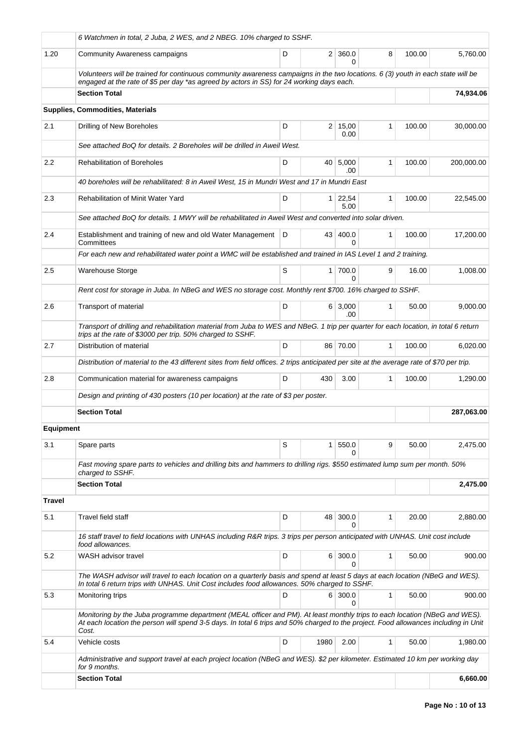| | | | | | | | |
|---|---|---|---|---|---|---|---|
| | *6 Watchmen in total, 2 Juba, 2 WES, and 2 NBEG. 10% charged to SSHF.* | | | | | | |
| 1.20 | Community Awareness campaigns | D | 2 | 360.00 | 8 | 100.00 | 5,760.00 |
| | *Volunteers will be trained for continuous community awareness campaigns in the two locations. 6 (3) youth in each state will be engaged at the rate of $5 per day *as agreed by actors in SS) for 24 working days each.* | | | | | | |
| | **Section Total** | | | | | | **74,934.06** |
| **Supplies, Commodities, Materials** | | | | | | | |
| 2.1 | Drilling of New Boreholes | D | 2 | 15,000.00 | 1 | 100.00 | 30,000.00 |
| | *See attached BoQ for details. 2 Boreholes will be drilled in Aweil West.* | | | | | | |
| 2.2 | Rehabilitation of Boreholes | D | 40 | 5,000.00 | 1 | 100.00 | 200,000.00 |
| | *40 boreholes will be rehabilitated: 8 in Aweil West, 15 in Mundri West and 17 in Mundri East* | | | | | | |
| 2.3 | Rehabilitation of Minit Water Yard | D | 1 | 22,545.00 | 1 | 100.00 | 22,545.00 |
| | *See attached BoQ for details. 1 MWY will be rehabilitated in Aweil West and converted into solar driven.* | | | | | | |
| 2.4 | Establishment and training of new and old Water Management Committees | D | 43 | 400.00 | 1 | 100.00 | 17,200.00 |
| | *For each new and rehabilitated water point a WMC will be established and trained in IAS Level 1 and 2 training.* | | | | | | |
| 2.5 | Warehouse Storge | S | 1 | 700.00 | 9 | 16.00 | 1,008.00 |
| | *Rent cost for storage in Juba. In NBeG and WES no storage cost. Monthly rent $700. 16% charged to SSHF.* | | | | | | |
| 2.6 | Transport of material | D | 6 | 3,000.00 | 1 | 50.00 | 9,000.00 |
| | *Transport of drilling and rehabilitation material from Juba to WES and NBeG. 1 trip per quarter for each location, in total 6 return trips at the rate of $3000 per trip. 50% charged to SSHF.* | | | | | | |
| 2.7 | Distribution of material | D | 86 | 70.00 | 1 | 100.00 | 6,020.00 |
| | *Distribution of material to the 43 different sites from field offices. 2 trips anticipated per site at the average rate of $70 per trip.* | | | | | | |
| 2.8 | Communication material for awareness campaigns | D | 430 | 3.00 | 1 | 100.00 | 1,290.00 |
| | *Design and printing of 430 posters (10 per location) at the rate of $3 per poster.* | | | | | | |
| | **Section Total** | | | | | | **287,063.00** |
| **Equipment** | | | | | | | |
| 3.1 | Spare parts | S | 1 | 550.00 | 9 | 50.00 | 2,475.00 |
| | *Fast moving spare parts to vehicles and drilling bits and hammers to drilling rigs. $550 estimated lump sum per month. 50% charged to SSHF.* | | | | | | |
| | **Section Total** | | | | | | **2,475.00** |
| **Travel** | | | | | | | |
| 5.1 | Travel field staff | D | 48 | 300.00 | 1 | 20.00 | 2,880.00 |
| | *16 staff travel to field locations with UNHAS including R&R trips. 3 trips per person anticipated with UNHAS. Unit cost include food allowances.* | | | | | | |
| 5.2 | WASH advisor travel | D | 6 | 300.00 | 1 | 50.00 | 900.00 |
| | *The WASH advisor will travel to each location on a quarterly basis and spend at least 5 days at each location (NBeG and WES). In total 6 return trips with UNHAS. Unit Cost includes food allowances. 50% charged to SSHF.* | | | | | | |
| 5.3 | Monitoring trips | D | 6 | 300.00 | 1 | 50.00 | 900.00 |
| | *Monitoring by the Juba programme department (MEAL officer and PM). At least monthly trips to each location (NBeG and WES). At each location the person will spend 3-5 days. In total 6 trips and 50% charged to the project. Food allowances including in Unit Cost.* | | | | | | |
| 5.4 | Vehicle costs | D | 1980 | 2.00 | 1 | 50.00 | 1,980.00 |
| | *Administrative and support travel at each project location (NBeG and WES). $2 per kilometer. Estimated 10 km per working day for 9 months.* | | | | | | |
| | **Section Total** | | | | | | **6,660.00** |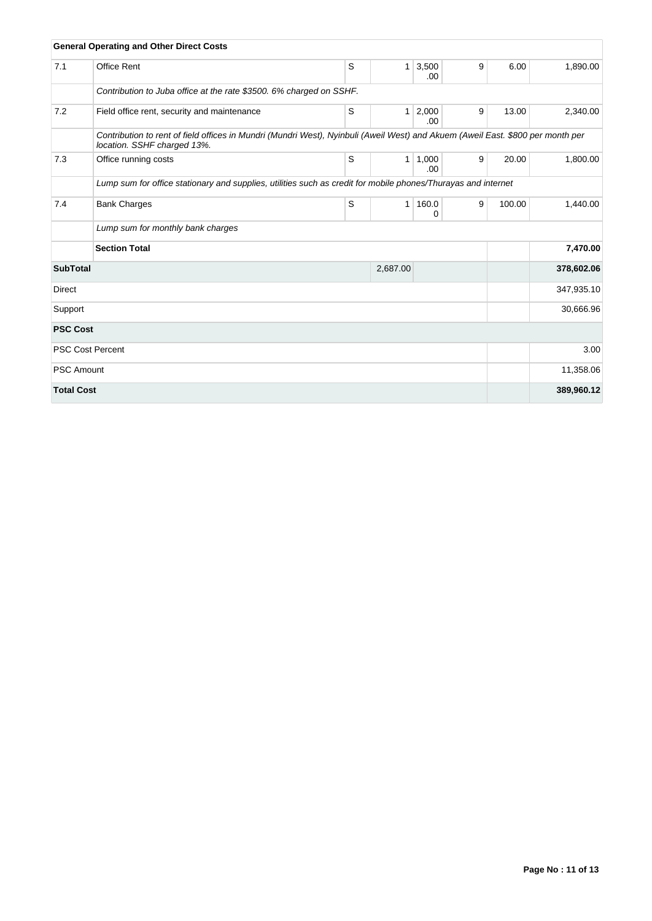| | General Operating and Other Direct Costs | | | | | | |
|---|---|---|---|---|---|---|---|
| 7.1 | Office Rent | S | 1 | 3,500.00 | 9 | 6.00 | 1,890.00 |
| | *Contribution to Juba office at the rate $3500. 6% charged on SSHF.* | | | | | | |
| 7.2 | Field office rent, security and maintenance | S | 1 | 2,000.00 | 9 | 13.00 | 2,340.00 |
| | *Contribution to rent of field offices in Mundri (Mundri West), Nyinbuli (Aweil West) and Akuem (Aweil East. $800 per month per location. SSHF charged 13%.* | | | | | | |
| 7.3 | Office running costs | S | 1 | 1,000.00 | 9 | 20.00 | 1,800.00 |
| | *Lump sum for office stationary and supplies, utilities such as credit for mobile phones/Thurayas and internet* | | | | | | |
| 7.4 | Bank Charges | S | 1 | 160.00 | 9 | 100.00 | 1,440.00 |
| | *Lump sum for monthly bank charges* | | | | | | |
| | **Section Total** | | | | | | **7,470.00** |
| **SubTotal** | | | 2,687.00 | | | | **378,602.06** |
| Direct | | | | | | | 347,935.10 |
| Support | | | | | | | 30,666.96 |
| **PSC Cost** | | | | | | | |
| PSC Cost Percent | | | | | | | 3.00 |
| PSC Amount | | | | | | | 11,358.06 |
| **Total Cost** | | | | | | | **389,960.12** |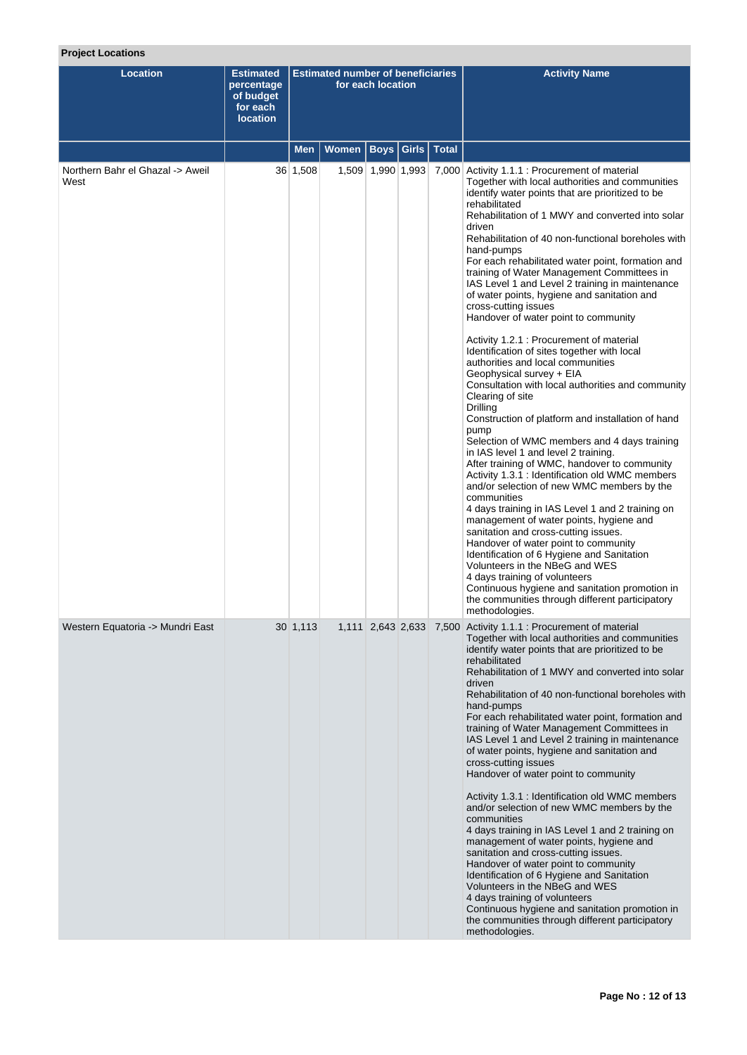**Project Locations**

| Location | Estimated percentage of budget for each location | Estimated number of beneficiaries for each location | | | | | Activity Name |
|---|---|---|---|---|---|---|---|
| | | Men | Women | Boys | Girls | Total | |
| Northern Bahr el Ghazal -> Aweil West | 36 | 1,508 | 1,509 | 1,990 | 1,993 | 7,000 | Activity 1.1.1 : Procurement of material<br>Together with local authorities and communities identify water points that are prioritized to be rehabilitated<br>Rehabilitation of 1 MWY and converted into solar driven<br>Rehabilitation of 40 non-functional boreholes with hand-pumps<br>For each rehabilitated water point, formation and training of Water Management Committees in IAS Level 1 and Level 2 training in maintenance of water points, hygiene and sanitation and cross-cutting issues<br>Handover of water point to community<br><br>Activity 1.2.1 : Procurement of material<br>Identification of sites together with local authorities and local communities<br>Geophysical survey + EIA<br>Consultation with local authorities and community<br>Clearing of site<br>Drilling<br>Construction of platform and installation of hand pump<br>Selection of WMC members and 4 days training in IAS level 1 and level 2 training.<br>After training of WMC, handover to community<br>Activity 1.3.1 : Identification old WMC members and/or selection of new WMC members by the communities<br>4 days training in IAS Level 1 and 2 training on management of water points, hygiene and sanitation and cross-cutting issues.<br>Handover of water point to community<br>Identification of 6 Hygiene and Sanitation Volunteers in the NBeG and WES<br>4 days training of volunteers<br>Continuous hygiene and sanitation promotion in the communities through different participatory methodologies. |
| Western Equatoria -> Mundri East | 30 | 1,113 | 1,111 | 2,643 | 2,633 | 7,500 | Activity 1.1.1 : Procurement of material<br>Together with local authorities and communities identify water points that are prioritized to be rehabilitated<br>Rehabilitation of 1 MWY and converted into solar driven<br>Rehabilitation of 40 non-functional boreholes with hand-pumps<br>For each rehabilitated water point, formation and training of Water Management Committees in IAS Level 1 and Level 2 training in maintenance of water points, hygiene and sanitation and cross-cutting issues<br>Handover of water point to community<br><br>Activity 1.3.1 : Identification old WMC members and/or selection of new WMC members by the communities<br>4 days training in IAS Level 1 and 2 training on management of water points, hygiene and sanitation and cross-cutting issues.<br>Handover of water point to community<br>Identification of 6 Hygiene and Sanitation Volunteers in the NBeG and WES<br>4 days training of volunteers<br>Continuous hygiene and sanitation promotion in the communities through different participatory methodologies. |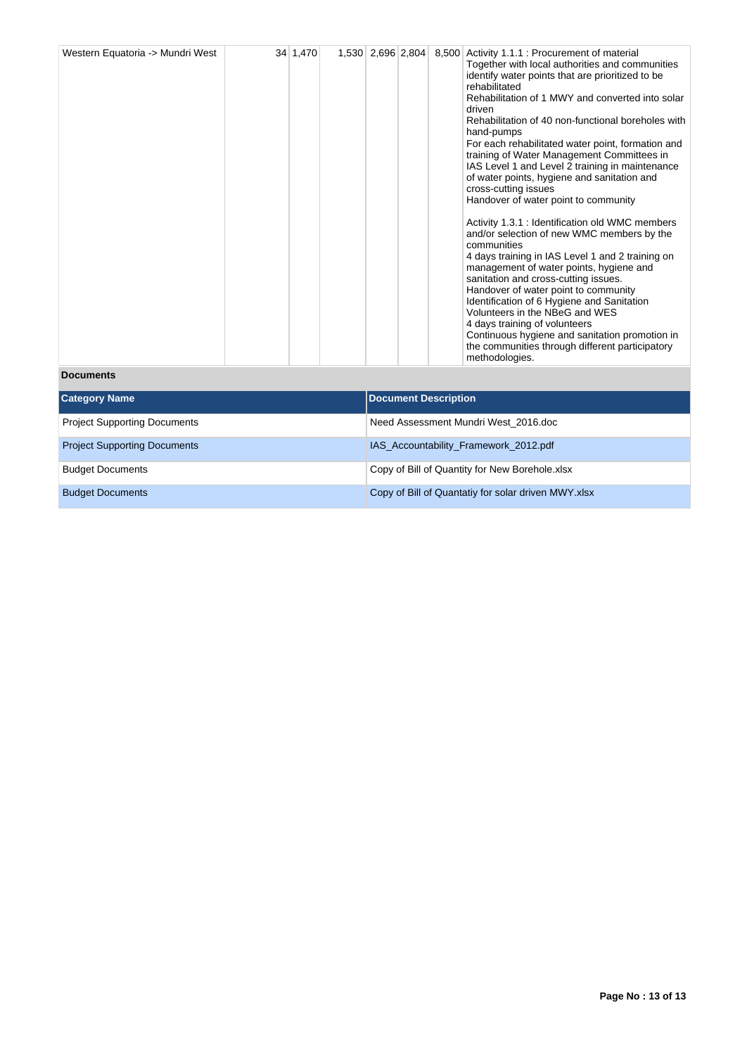| | | | | | | | |
|---|---|---|---|---|---|---|---|
| Western Equatoria -> Mundri West | 34 | 1,470 | 1,530 | 2,696 | 2,804 | 8,500 | Activity 1.1.1 : Procurement of material<br>Together with local authorities and communities identify water points that are prioritized to be rehabilitated<br>Rehabilitation of 1 MWY and converted into solar driven<br>Rehabilitation of 40 non-functional boreholes with hand-pumps<br>For each rehabilitated water point, formation and training of Water Management Committees in IAS Level 1 and Level 2 training in maintenance of water points, hygiene and sanitation and cross-cutting issues<br>Handover of water point to community<br><br>Activity 1.3.1 : Identification old WMC members and/or selection of new WMC members by the communities<br>4 days training in IAS Level 1 and training on management of water points, hygiene and sanitation and cross-cutting issues.<br>Handover of water point to community<br>Identification of 6 Hygiene and Sanitation Volunteers in the NBeG and WES<br>4 days training of volunteers<br>Continuous hygiene and sanitation promotion in the communities through different participatory methodologies. |

**Documents**

| Category Name | Document Description |
|---|---|
| Project Supporting Documents | Need Assessment Mundri West_2016.doc |
| Project Supporting Documents | IAS_Accountability_Framework_2012.pdf |
| Budget Documents | Copy of Bill of Quantity for New Borehole.xlsx |
| Budget Documents | Copy of Bill of Quantatiy for solar driven MWY.xlsx |